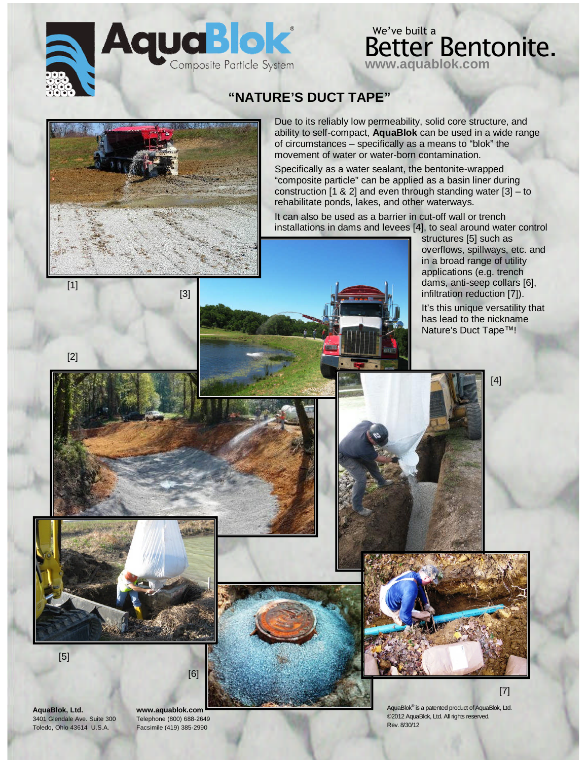# AquaBlok®

Composite Particle System

We've built a Better Bentonite.

www.aquablok.com

## "NATURE'S DUCT TAPE"

Due to its reliably low permeability, solid core structure, and ability to self-compact, **AquaBlok** can be used in a wide range of circumstances – specifically as a means to "blok" the movement of water or water-born contamination.

Specifically as a water sealant, the bentonite-wrapped "composite particle" can be applied as a basin liner during construction [1 & 2] and even through standing water [3] – to rehabilitate ponds, lakes, and other waterways.

It can also be used as a barrier in cut-off wall or trench installations in dams and levees [4], to seal around water control structures [5] such as overflows, spillways, etc. and in a broad range of utility applications (e.g. trench dams, anti-seep collars [6], infiltration reduction [7]).

It's this unique versatility that has lead to the nickname Nature's Duct Tape™!

[1]

[2]

[3]

[4]

[5]

[6]

[7]

**AquaBlok, Ltd.**
3401 Glendale Ave. Suite 300
Toledo, Ohio 43614 U.S.A.

**www.aquablok.com**
Telephone (800) 688-2649
Facsimile (419) 385-2990

AquaBlok® is a patented product of AquaBlok, Ltd.
©2012 AquaBlok, Ltd. All rights reserved.
Rev. 8/30/12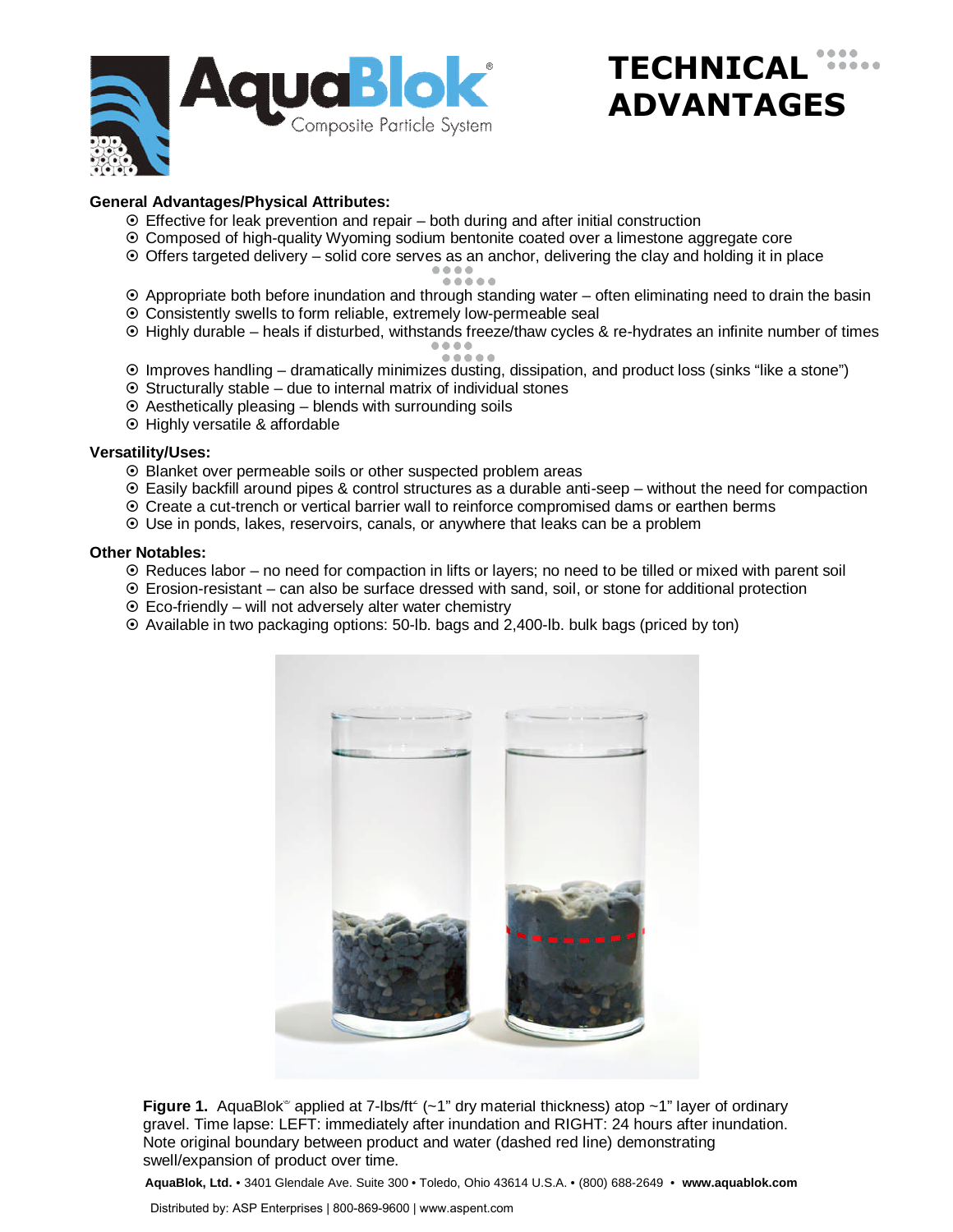# AquaBlok® Composite Particle System

# TECHNICAL ADVANTAGES

**General Advantages/Physical Attributes:**

- Effective for leak prevention and repair – both during and after initial construction
- Composed of high-quality Wyoming sodium bentonite coated over a limestone aggregate core
- Offers targeted delivery – solid core serves as an anchor, delivering the clay and holding it in place
- Appropriate both before inundation and through standing water – often eliminating need to drain the basin
- Consistently swells to form reliable, extremely low-permeable seal
- Highly durable – heals if disturbed, withstands freeze/thaw cycles & re-hydrates an infinite number of times
- Improves handling – dramatically minimizes dusting, dissipation, and product loss (sinks "like a stone")
- Structurally stable – due to internal matrix of individual stones
- Aesthetically pleasing – blends with surrounding soils
- Highly versatile & affordable

**Versatility/Uses:**

- Blanket over permeable soils or other suspected problem areas
- Easily backfill around pipes & control structures as a durable anti-seep – without the need for compaction
- Create a cut-trench or vertical barrier wall to reinforce compromised dams or earthen berms
- Use in ponds, lakes, reservoirs, canals, or anywhere that leaks can be a problem

**Other Notables:**

- Reduces labor – no need for compaction in lifts or layers; no need to be tilled or mixed with parent soil
- Erosion-resistant – can also be surface dressed with sand, soil, or stone for additional protection
- Eco-friendly – will not adversely alter water chemistry
- Available in two packaging options: 50-lb. bags and 2,400-lb. bulk bags (priced by ton)

**Figure 1.** AquaBlok® applied at 7-lbs/ft² (~1" dry material thickness) atop ~1" layer of ordinary gravel. Time lapse: LEFT: immediately after inundation and RIGHT: 24 hours after inundation. Note original boundary between product and water (dashed red line) demonstrating swell/expansion of product over time.

**AquaBlok, Ltd.** • 3401 Glendale Ave. Suite 300 • Toledo, Ohio 43614 U.S.A. • (800) 688-2649 • **www.aquablok.com**

Distributed by: ASP Enterprises | 800-869-9600 | www.aspent.com